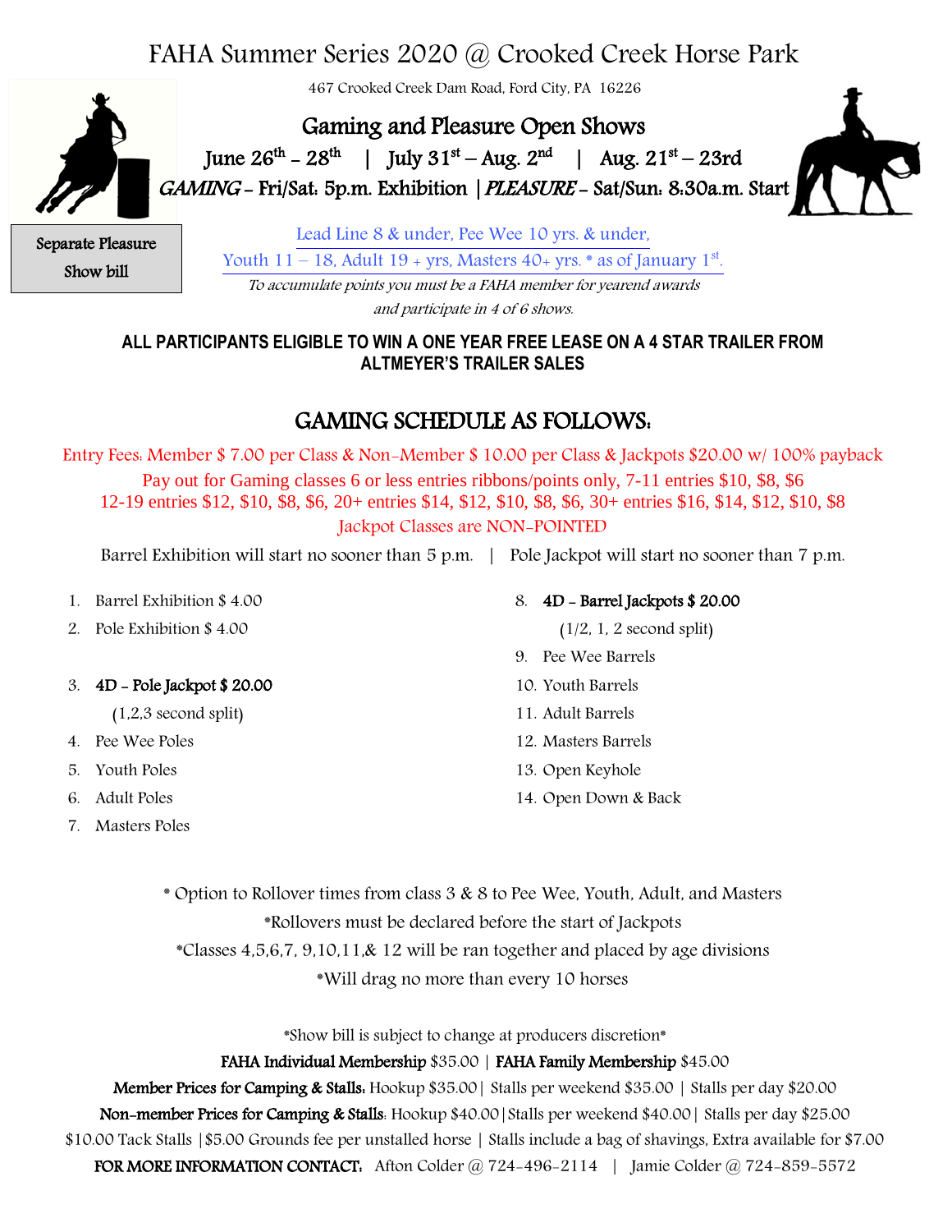# FAHA Summer Series 2020 @ Crooked Creek Horse Park

467 Crooked Creek Dam Road, Ford City, PA 16226

## Gaming and Pleasure Open Shows

**June 26th – 28th | July 31st – Aug. 2nd | Aug. 21st – 23rd**

***GAMING* - Fri/Sat: 5p.m. Exhibition | *PLEASURE* - Sat/Sun: 8:30a.m. Start**

Separate Pleasure Show bill

Lead Line 8 & under, Pee Wee 10 yrs. & under,
Youth 11 – 18, Adult 19 + yrs, Masters 40+ yrs. * as of January 1st.

*To accumulate points you must be a FAHA member for yearend awards and participate in 4 of 6 shows.*

**ALL PARTICIPANTS ELIGIBLE TO WIN A ONE YEAR FREE LEASE ON A 4 STAR TRAILER FROM ALTMEYER'S TRAILER SALES**

## GAMING SCHEDULE AS FOLLOWS:

Entry Fees: Member $ 7.00 per Class & Non-Member $ 10.00 per Class & Jackpots $20.00 w/ 100% payback
Pay out for Gaming classes 6 or less entries ribbons/points only, 7-11 entries $10, $8, $6
12-19 entries $12, $10, $8, $6, 20+ entries $14, $12, $10, $8, $6, 30+ entries $16, $14, $12, $10, $8
Jackpot Classes are NON-POINTED

Barrel Exhibition will start no sooner than 5 p.m. | Pole Jackpot will start no sooner than 7 p.m.

1. Barrel Exhibition $ 4.00
2. Pole Exhibition $ 4.00
3. **4D - Pole Jackpot $ 20.00**
   (1,2,3 second split)
4. Pee Wee Poles
5. Youth Poles
6. Adult Poles
7. Masters Poles
8. **4D - Barrel Jackpots $ 20.00**
   (1/2, 1, 2 second split)
9. Pee Wee Barrels
10. Youth Barrels
11. Adult Barrels
12. Masters Barrels
13. Open Keyhole
14. Open Down & Back

\* Option to Rollover times from class 3 & 8 to Pee Wee, Youth, Adult, and Masters
*Rollovers must be declared before the start of Jackpots
*Classes 4,5,6,7, 9,10,11,& 12 will be ran together and placed by age divisions
*Will drag no more than every 10 horses

*Show bill is subject to change at producers discretion*

**FAHA Individual Membership** $35.00 | **FAHA Family Membership** $45.00

**Member Prices for Camping & Stalls:** Hookup $35.00 | Stalls per weekend $35.00 | Stalls per day $20.00

**Non-member Prices for Camping & Stalls**: Hookup $40.00 | Stalls per weekend $40.00 | Stalls per day $25.00

$10.00 Tack Stalls | $5.00 Grounds fee per unstalled horse | Stalls include a bag of shavings, Extra available for $7.00

**FOR MORE INFORMATION CONTACT:** Afton Colder @ 724-496-2114 | Jamie Colder @ 724-859-5572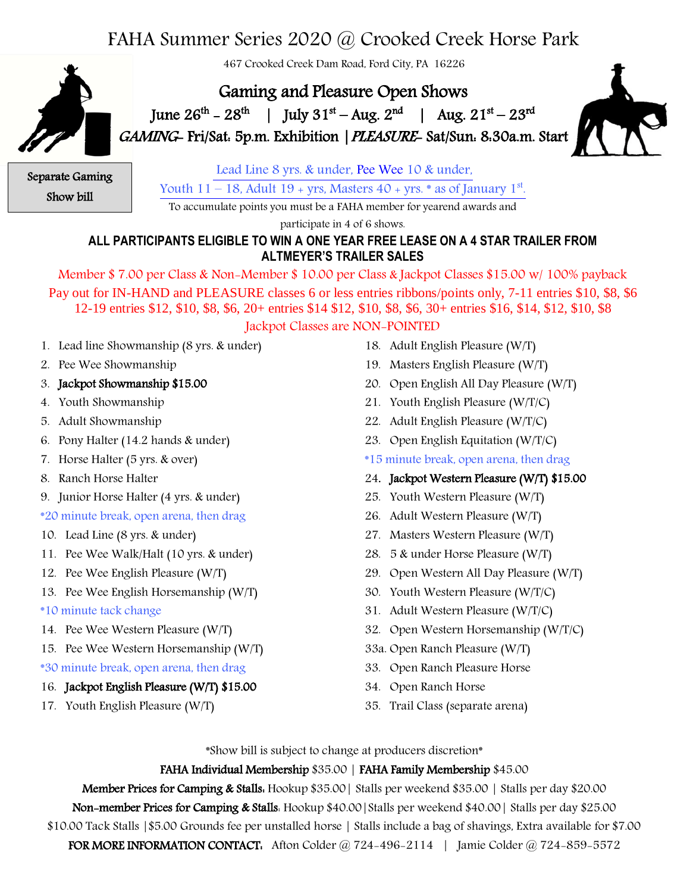# FAHA Summer Series 2020 @ Crooked Creek Horse Park

467 Crooked Creek Dam Road, Ford City, PA 16226

## Gaming and Pleasure Open Shows

**June 26th – 28th | July 31st – Aug. 2nd | Aug. 21st – 23rd**

***GAMING*- Fri/Sat: 5p.m. Exhibition | *PLEASURE*- Sat/Sun: 8:30a.m. Start**

Separate Gaming Show bill

Lead Line 8 yrs. & under, Pee Wee 10 & under,
Youth 11 – 18, Adult 19 + yrs, Masters 40 + yrs. * as of January 1st.

To accumulate points you must be a FAHA member for yearend awards and participate in 4 of 6 shows.

**ALL PARTICIPANTS ELIGIBLE TO WIN A ONE YEAR FREE LEASE ON A 4 STAR TRAILER FROM ALTMEYER'S TRAILER SALES**

Member $ 7.00 per Class & Non-Member $ 10.00 per Class & Jackpot Classes $15.00 w/ 100% payback
Pay out for IN-HAND and PLEASURE classes 6 or less entries ribbons/points only, 7-11 entries $10, $8, $6
12-19 entries $12, $10, $8, $6, 20+ entries $14 $12, $10, $8, $6, 30+ entries $16, $14, $12, $10, $8
Jackpot Classes are NON-POINTED

1. Lead line Showmanship (8 yrs. & under)
2. Pee Wee Showmanship
3. **Jackpot Showmanship $15.00**
4. Youth Showmanship
5. Adult Showmanship
6. Pony Halter (14.2 hands & under)
7. Horse Halter (5 yrs. & over)
8. Ranch Horse Halter
9. Junior Horse Halter (4 yrs. & under)

*20 minute break, open arena, then drag

10. Lead Line (8 yrs. & under)
11. Pee Wee Walk/Halt (10 yrs. & under)
12. Pee Wee English Pleasure (W/T)
13. Pee Wee English Horsemanship (W/T)

*10 minute tack change

14. Pee Wee Western Pleasure (W/T)
15. Pee Wee Western Horsemanship (W/T)

*30 minute break, open arena, then drag

16. **Jackpot English Pleasure (W/T) $15.00**
17. Youth English Pleasure (W/T)
18. Adult English Pleasure (W/T)
19. Masters English Pleasure (W/T)
20. Open English All Day Pleasure (W/T)
21. Youth English Pleasure (W/T/C)
22. Adult English Pleasure (W/T/C)
23. Open English Equitation (W/T/C)

*15 minute break, open arena, then drag

24. **Jackpot Western Pleasure (W/T) $15.00**
25. Youth Western Pleasure (W/T)
26. Adult Western Pleasure (W/T)
27. Masters Western Pleasure (W/T)
28. 5 & under Horse Pleasure (W/T)
29. Open Western All Day Pleasure (W/T)
30. Youth Western Pleasure (W/T/C)
31. Adult Western Pleasure (W/T/C)
32. Open Western Horsemanship (W/T/C)

33a. Open Ranch Pleasure (W/T)

33. Open Ranch Pleasure Horse
34. Open Ranch Horse
35. Trail Class (separate arena)

*Show bill is subject to change at producers discretion*

**FAHA Individual Membership** $35.00 | **FAHA Family Membership** $45.00

**Member Prices for Camping & Stalls:** Hookup $35.00 | Stalls per weekend $35.00 | Stalls per day $20.00

**Non-member Prices for Camping & Stalls**: Hookup $40.00 | Stalls per weekend $40.00 | Stalls per day $25.00

$10.00 Tack Stalls | $5.00 Grounds fee per unstalled horse | Stalls include a bag of shavings, Extra available for $7.00

**FOR MORE INFORMATION CONTACT:** Afton Colder @ 724-496-2114 | Jamie Colder @ 724-859-5572